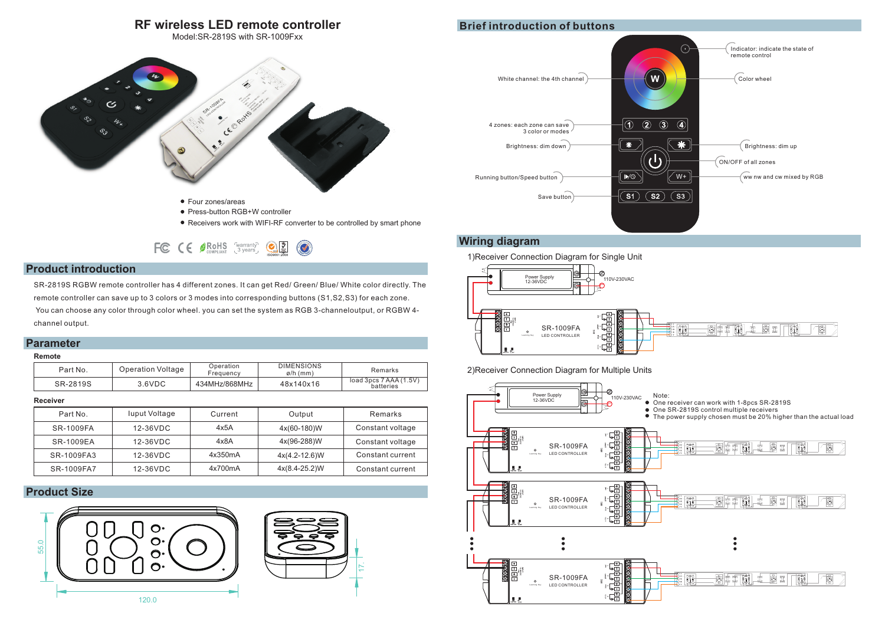# RF wireless LED remote controller

Model:SR-2819S with SR-1009Fxx

- Four zones/areas
- Press-button RGB+W controller
- Receivers work with WIFI-RF converter to be controlled by smart phone

## Product introduction

SR-2819S RGBW remote controller has 4 different zones. It can get Red/ Green/ Blue/ White color directly. The remote controller can save up to 3 colors or 3 modes into corresponding buttons (S1,S2,S3) for each zone. You can choose any color through color wheel. you can set the system as RGB 3-channeloutput, or RGBW 4-channel output.

## Parameter

**Remote**

| Part No. | Operation Voltage | Operation Frequency | DIMENSIONS ø/h (mm) | Remarks |
|---|---|---|---|---|
| SR-2819S | 3.6VDC | 434MHz/868MHz | 48x140x16 | load 3pcs 7 AAA (1.5V) batteries |

**Receiver**

| Part No. | Iuput Voltage | Current | Output | Remarks |
|---|---|---|---|---|
| SR-1009FA | 12-36VDC | 4x5A | 4x(60-180)W | Constant voltage |
| SR-1009EA | 12-36VDC | 4x8A | 4x(96-288)W | Constant voltage |
| SR-1009FA3 | 12-36VDC | 4x350mA | 4x(4.2-12.6)W | Constant current |
| SR-1009FA7 | 12-36VDC | 4x700mA | 4x(8.4-25.2)W | Constant current |

## Product Size

55.0

120.0

17.

## Brief introduction of buttons

- Indicator: indicate the state of remote control
- White channel: the 4th channel
- Color wheel
- 4 zones: each zone can save 3 color or modes
- Brightness: dim down
- Brightness: dim up
- ON/OFF of all zones
- Running button/Speed button
- ww nw and cw mixed by RGB
- Save button

## Wiring diagram

1)Receiver Connection Diagram for Single Unit

Power Supply 12-36VDC

110V-230VAC

SR-1009FA LED CONTROLLER

2)Receiver Connection Diagram for Multiple Units

Power Supply 12-36VDC

110V-230VAC

Note:

- One receiver can work with 1-8pcs SR-2819S
- One SR-2819S control multiple receivers
- The power supply chosen must be 20% higher than the actual load

SR-1009FA LED CONTROLLER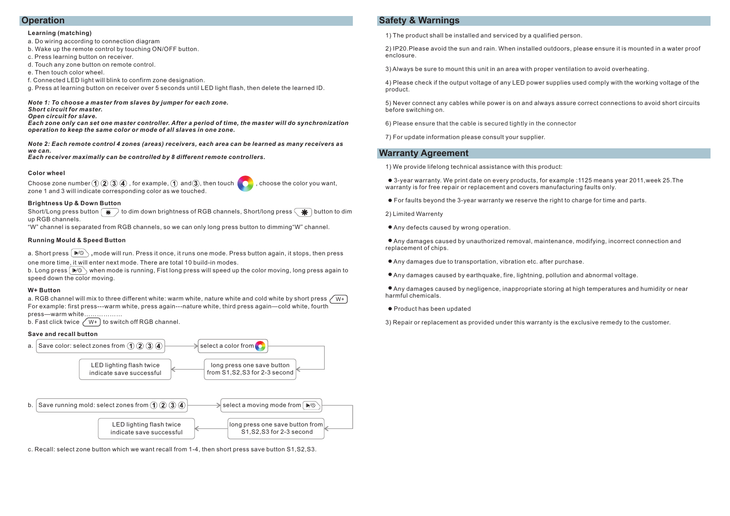## Operation

**Learning (matching)**

a. Do wiring according to connection diagram
b. Wake up the remote control by touching ON/OFF button.
c. Press learning button on receiver.
d. Touch any zone button on remote control.
e. Then touch color wheel.
f. Connected LED light will blink to confirm zone designation.
g. Press at learning button on receiver over 5 seconds until LED light flash, then delete the learned ID.

***Note 1: To choose a master from slaves by jumper for each zone.***
***Short circuit for master.***
***Open circuit for slave.***
***Each zone only can set one master controller. After a period of time, the master will do synchronization operation to keep the same color or mode of all slaves in one zone.***

***Note 2: Each remote control 4 zones (areas) receivers, each area can be learned as many receivers as we can.***
***Each receiver maximally can be controlled by 8 different remote controllers.***

**Color wheel**

Choose zone number ① ② ③ ④ , for example, ① and③, then touch [color wheel], choose the color you want, zone 1 and 3 will indicate corresponding color as we touched.

**Brightness Up & Down Button**

Short/Long press button [☼] to dim down brightness of RGB channels, Short/long press [☼] button to dim up RGB channels.
"W" channel is separated from RGB channels, so we can only long press button to dimming"W" channel.

**Running Mould & Speed Button**

a. Short press [▶/◷] ,mode will run. Press it once, it runs one mode. Press button again, it stops, then press one more time, it will enter next mode. There are total 10 build-in modes.
b. Long press [▶/◷] when mode is running, Fist long press will speed up the color moving, long press again to speed down the color moving.

**W+ Button**

a. RGB channel will mix to three different white: warm white, nature white and cold white by short press [W+]
For example: first press---warm white, press again---nature white, third press again—cold white, fourth press—warm white..................
b. Fast click twice [W+] to switch off RGB channel.

**Save and recall button**

a. Save color: select zones from ① ② ③ ④ → select a color from [color wheel] → long press one save button from S1,S2,S3 for 2-3 second → LED lighting flash twice indicate save successful

b. Save running mold: select zones from ① ② ③ ④ → select a moving mode from [▶/◷] → long press one save button from S1,S2,S3 for 2-3 second → LED lighting flash twice indicate save successful

c. Recall: select zone button which we want recall from 1-4, then short press save button S1,S2,S3.

## Safety & Warnings

1) The product shall be installed and serviced by a qualified person.

2) IP20.Please avoid the sun and rain. When installed outdoors, please ensure it is mounted in a water proof enclosure.

3) Always be sure to mount this unit in an area with proper ventilation to avoid overheating.

4) Please check if the output voltage of any LED power supplies used comply with the working voltage of the product.

5) Never connect any cables while power is on and always assure correct connections to avoid short circuits before switching on.

6) Please ensure that the cable is secured tightly in the connector

7) For update information please consult your supplier.

## Warranty Agreement

1) We provide lifelong technical assistance with this product:

- 3-year warranty. We print date on every products, for example :1125 means year 2011,week 25.The warranty is for free repair or replacement and covers manufacturing faults only.
- For faults beyond the 3-year warranty we reserve the right to charge for time and parts.

2) Limited Warrenty

- Any defects caused by wrong operation.
- Any damages caused by unauthorized removal, maintenance, modifying, incorrect connection and replacement of chips.
- Any damages due to transportation, vibration etc. after purchase.
- Any damages caused by earthquake, fire, lightning, pollution and abnormal voltage.
- Any damages caused by negligence, inappropriate storing at high temperatures and humidity or near harmful chemicals.
- Product has been updated

3) Repair or replacement as provided under this warranty is the exclusive remedy to the customer.